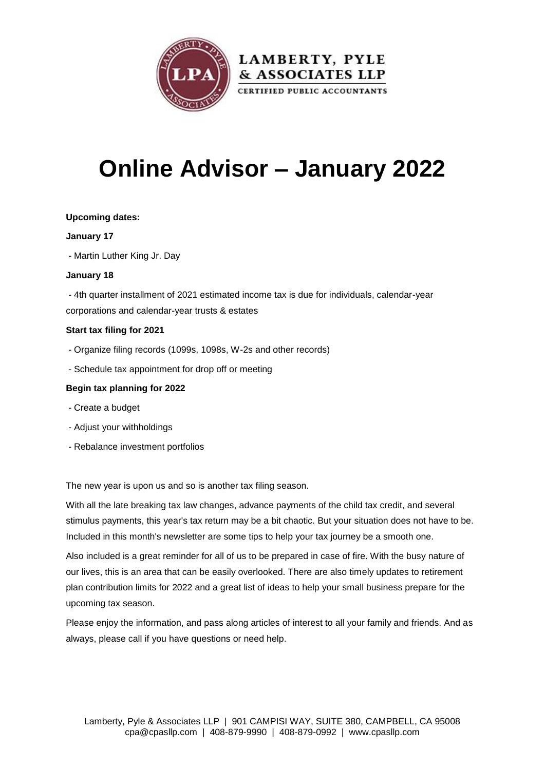# Online Advisor – January 2022

**Upcoming dates:**

**January 17**

- Martin Luther King Jr. Day

**January 18**

- 4th quarter installment of 2021 estimated income tax is due for individuals, calendar-year corporations and calendar-year trusts & estates

**Start tax filing for 2021**

- Organize filing records (1099s, 1098s, W-2s and other records)
- Schedule tax appointment for drop off or meeting

**Begin tax planning for 2022**

- Create a budget
- Adjust your withholdings
- Rebalance investment portfolios

The new year is upon us and so is another tax filing season.

With all the late breaking tax law changes, advance payments of the child tax credit, and several stimulus payments, this year's tax return may be a bit chaotic. But your situation does not have to be. Included in this month's newsletter are some tips to help your tax journey be a smooth one.

Also included is a great reminder for all of us to be prepared in case of fire. With the busy nature of our lives, this is an area that can be easily overlooked. There are also timely updates to retirement plan contribution limits for 2022 and a great list of ideas to help your small business prepare for the upcoming tax season.

Please enjoy the information, and pass along articles of interest to all your family and friends. And as always, please call if you have questions or need help.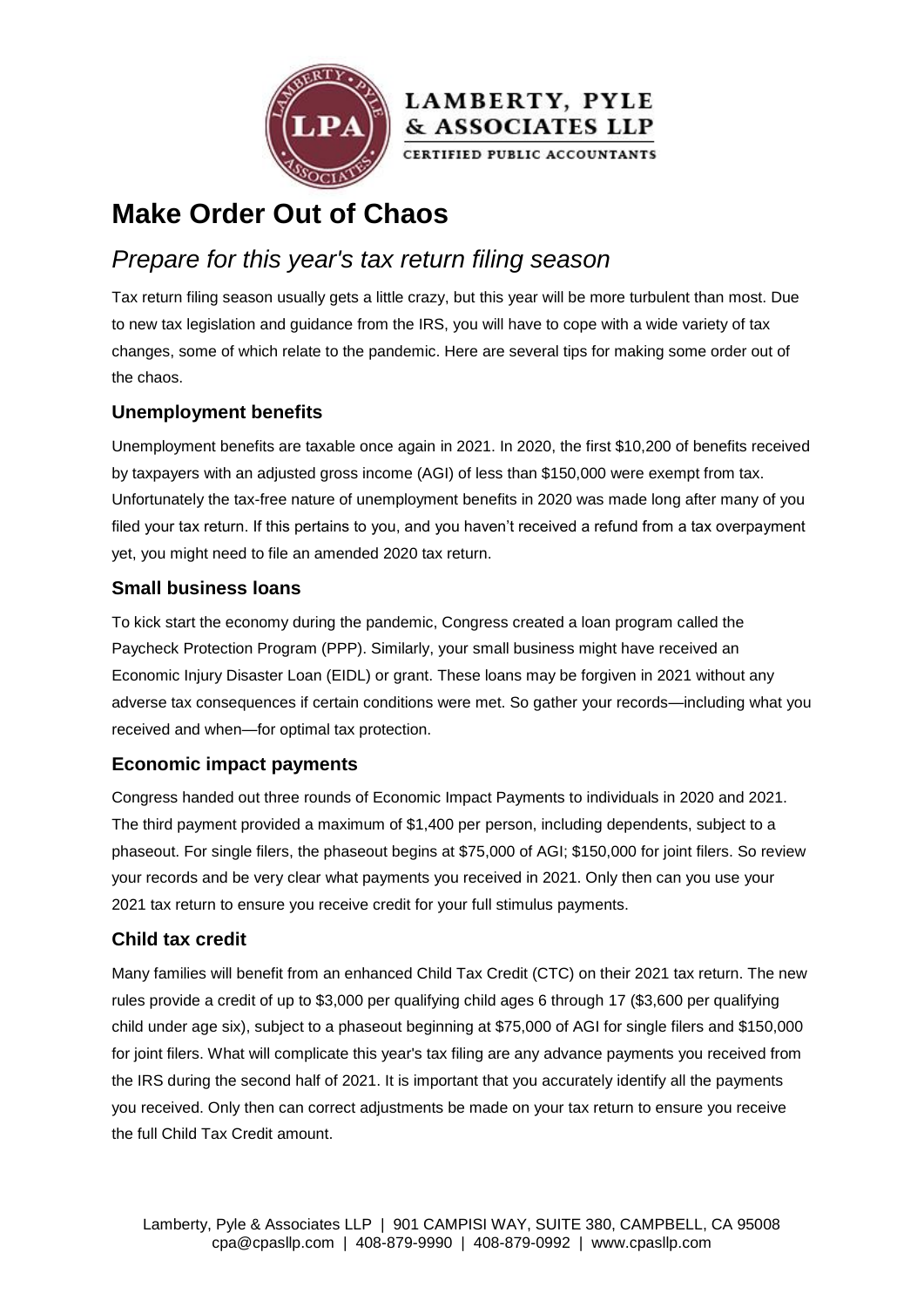# Make Order Out of Chaos

## *Prepare for this year's tax return filing season*

Tax return filing season usually gets a little crazy, but this year will be more turbulent than most. Due to new tax legislation and guidance from the IRS, you will have to cope with a wide variety of tax changes, some of which relate to the pandemic. Here are several tips for making some order out of the chaos.

### Unemployment benefits

Unemployment benefits are taxable once again in 2021. In 2020, the first $10,200 of benefits received by taxpayers with an adjusted gross income (AGI) of less than $150,000 were exempt from tax. Unfortunately the tax-free nature of unemployment benefits in 2020 was made long after many of you filed your tax return. If this pertains to you, and you haven't received a refund from a tax overpayment yet, you might need to file an amended 2020 tax return.

### Small business loans

To kick start the economy during the pandemic, Congress created a loan program called the Paycheck Protection Program (PPP). Similarly, your small business might have received an Economic Injury Disaster Loan (EIDL) or grant. These loans may be forgiven in 2021 without any adverse tax consequences if certain conditions were met. So gather your records—including what you received and when—for optimal tax protection.

### Economic impact payments

Congress handed out three rounds of Economic Impact Payments to individuals in 2020 and 2021. The third payment provided a maximum of $1,400 per person, including dependents, subject to a phaseout. For single filers, the phaseout begins at $75,000 of AGI; $150,000 for joint filers. So review your records and be very clear what payments you received in 2021. Only then can you use your 2021 tax return to ensure you receive credit for your full stimulus payments.

### Child tax credit

Many families will benefit from an enhanced Child Tax Credit (CTC) on their 2021 tax return. The new rules provide a credit of up to $3,000 per qualifying child ages 6 through 17 ($3,600 per qualifying child under age six), subject to a phaseout beginning at $75,000 of AGI for single filers and $150,000 for joint filers. What will complicate this year's tax filing are any advance payments you received from the IRS during the second half of 2021. It is important that you accurately identify all the payments you received. Only then can correct adjustments be made on your tax return to ensure you receive the full Child Tax Credit amount.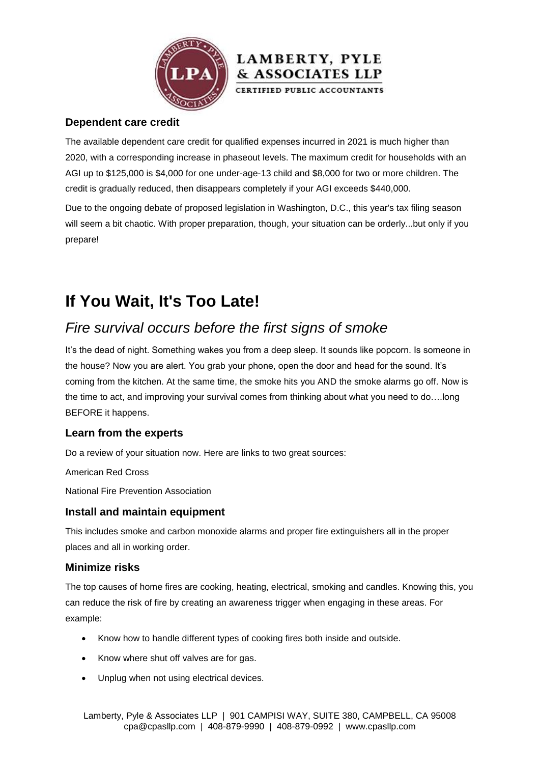### Dependent care credit

The available dependent care credit for qualified expenses incurred in 2021 is much higher than 2020, with a corresponding increase in phaseout levels. The maximum credit for households with an AGI up to $125,000 is $4,000 for one under-age-13 child and $8,000 for two or more children. The credit is gradually reduced, then disappears completely if your AGI exceeds $440,000.

Due to the ongoing debate of proposed legislation in Washington, D.C., this year's tax filing season will seem a bit chaotic. With proper preparation, though, your situation can be orderly...but only if you prepare!

# If You Wait, It's Too Late!

## *Fire survival occurs before the first signs of smoke*

It's the dead of night. Something wakes you from a deep sleep. It sounds like popcorn. Is someone in the house? Now you are alert. You grab your phone, open the door and head for the sound. It's coming from the kitchen. At the same time, the smoke hits you AND the smoke alarms go off. Now is the time to act, and improving your survival comes from thinking about what you need to do….long BEFORE it happens.

### Learn from the experts

Do a review of your situation now. Here are links to two great sources:

American Red Cross

National Fire Prevention Association

### Install and maintain equipment

This includes smoke and carbon monoxide alarms and proper fire extinguishers all in the proper places and all in working order.

### Minimize risks

The top causes of home fires are cooking, heating, electrical, smoking and candles. Knowing this, you can reduce the risk of fire by creating an awareness trigger when engaging in these areas. For example:

- Know how to handle different types of cooking fires both inside and outside.
- Know where shut off valves are for gas.
- Unplug when not using electrical devices.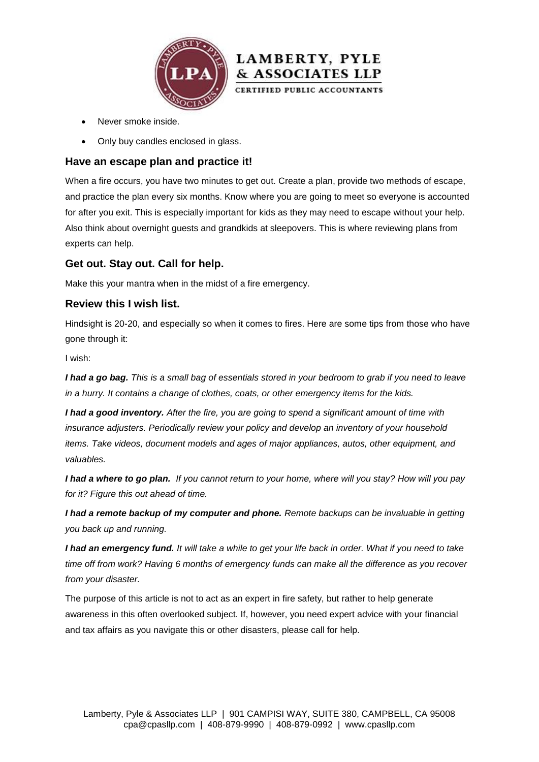- Never smoke inside.
- Only buy candles enclosed in glass.

### Have an escape plan and practice it!

When a fire occurs, you have two minutes to get out. Create a plan, provide two methods of escape, and practice the plan every six months. Know where you are going to meet so everyone is accounted for after you exit. This is especially important for kids as they may need to escape without your help. Also think about overnight guests and grandkids at sleepovers. This is where reviewing plans from experts can help.

### Get out. Stay out. Call for help.

Make this your mantra when in the midst of a fire emergency.

### Review this I wish list.

Hindsight is 20-20, and especially so when it comes to fires. Here are some tips from those who have gone through it:

I wish:

***I had a go bag.*** *This is a small bag of essentials stored in your bedroom to grab if you need to leave in a hurry. It contains a change of clothes, coats, or other emergency items for the kids.*

***I had a good inventory.*** *After the fire, you are going to spend a significant amount of time with insurance adjusters. Periodically review your policy and develop an inventory of your household items. Take videos, document models and ages of major appliances, autos, other equipment, and valuables.*

***I had a where to go plan.*** *If you cannot return to your home, where will you stay? How will you pay for it? Figure this out ahead of time.*

***I had a remote backup of my computer and phone.*** *Remote backups can be invaluable in getting you back up and running.*

***I had an emergency fund.*** *It will take a while to get your life back in order. What if you need to take time off from work? Having 6 months of emergency funds can make all the difference as you recover from your disaster.*

The purpose of this article is not to act as an expert in fire safety, but rather to help generate awareness in this often overlooked subject. If, however, you need expert advice with your financial and tax affairs as you navigate this or other disasters, please call for help.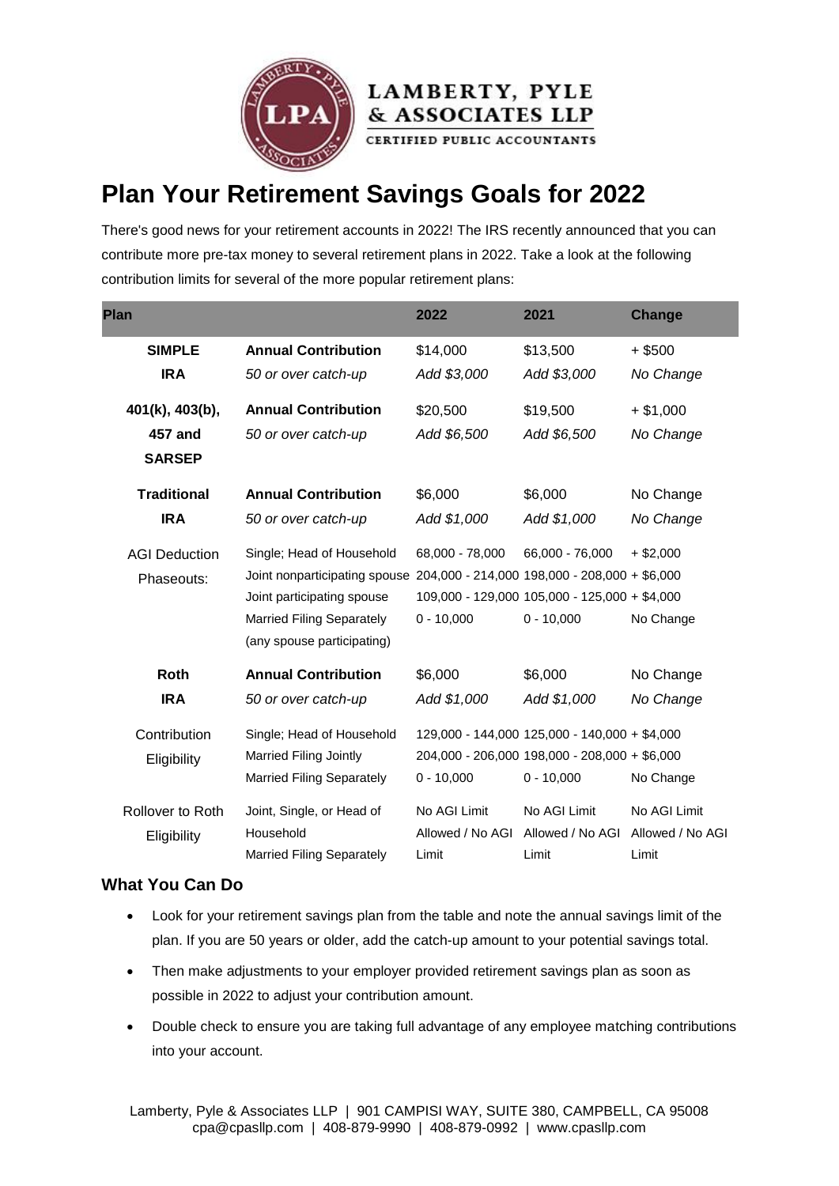LAMBERTY, PYLE & ASSOCIATES LLP
CERTIFIED PUBLIC ACCOUNTANTS

# Plan Your Retirement Savings Goals for 2022

There's good news for your retirement accounts in 2022! The IRS recently announced that you can contribute more pre-tax money to several retirement plans in 2022. Take a look at the following contribution limits for several of the more popular retirement plans:

| Plan | | 2022 | 2021 | Change |
|---|---|---|---|---|
| **SIMPLE IRA** | **Annual Contribution** | $14,000 | $13,500 | + $500 |
| | *50 or over catch-up* | *Add $3,000* | *Add $3,000* | *No Change* |
| **401(k), 403(b), 457 and SARSEP** | **Annual Contribution** | $20,500 | $19,500 | + $1,000 |
| | *50 or over catch-up* | *Add $6,500* | *Add $6,500* | *No Change* |
| **Traditional IRA** | **Annual Contribution** | $6,000 | $6,000 | No Change |
| | *50 or over catch-up* | *Add $1,000* | *Add $1,000* | *No Change* |
| AGI Deduction Phaseouts: | Single; Head of Household | 68,000 - 78,000 | 66,000 - 76,000 | + $2,000 |
| | Joint nonparticipating spouse | 204,000 - 214,000 | 198,000 - 208,000 | + $6,000 |
| | Joint participating spouse | 109,000 - 129,000 | 105,000 - 125,000 | + $4,000 |
| | Married Filing Separately (any spouse participating) | 0 - 10,000 | 0 - 10,000 | No Change |
| **Roth IRA** | **Annual Contribution** | $6,000 | $6,000 | No Change |
| | *50 or over catch-up* | *Add $1,000* | *Add $1,000* | *No Change* |
| Contribution Eligibility | Single; Head of Household | 129,000 - 144,000 | 125,000 - 140,000 | + $4,000 |
| | Married Filing Jointly | 204,000 - 206,000 | 198,000 - 208,000 | + $6,000 |
| | Married Filing Separately | 0 - 10,000 | 0 - 10,000 | No Change |
| Rollover to Roth Eligibility | Joint, Single, or Head of Household | No AGI Limit | No AGI Limit | No AGI Limit |
| | Married Filing Separately | Allowed / No AGI Limit | Allowed / No AGI Limit | Allowed / No AGI Limit |

### What You Can Do

- Look for your retirement savings plan from the table and note the annual savings limit of the plan. If you are 50 years or older, add the catch-up amount to your potential savings total.
- Then make adjustments to your employer provided retirement savings plan as soon as possible in 2022 to adjust your contribution amount.
- Double check to ensure you are taking full advantage of any employee matching contributions into your account.

Lamberty, Pyle & Associates LLP | 901 CAMPISI WAY, SUITE 380, CAMPBELL, CA 95008
cpa@cpasllp.com | 408-879-9990 | 408-879-0992 | www.cpasllp.com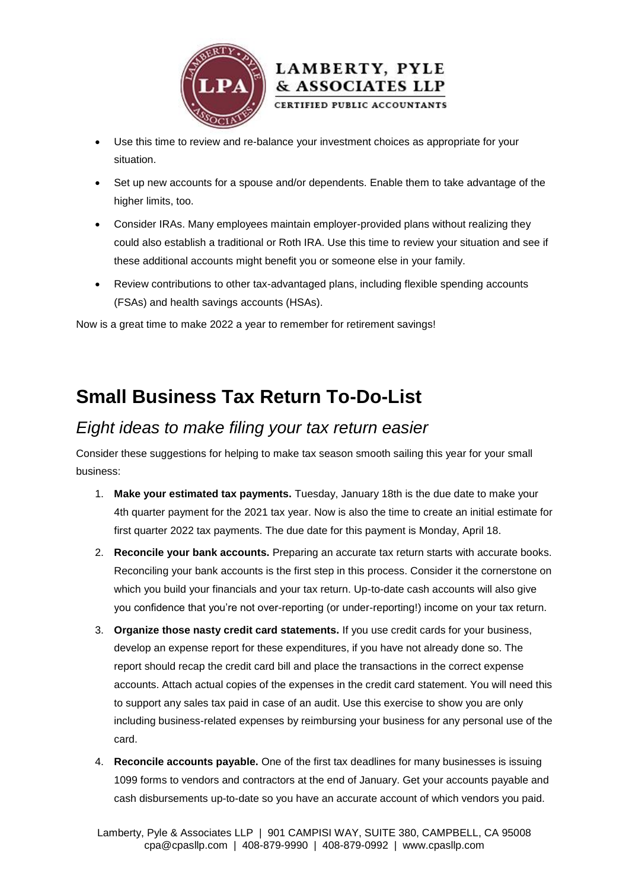- Use this time to review and re-balance your investment choices as appropriate for your situation.
- Set up new accounts for a spouse and/or dependents. Enable them to take advantage of the higher limits, too.
- Consider IRAs. Many employees maintain employer-provided plans without realizing they could also establish a traditional or Roth IRA. Use this time to review your situation and see if these additional accounts might benefit you or someone else in your family.
- Review contributions to other tax-advantaged plans, including flexible spending accounts (FSAs) and health savings accounts (HSAs).

Now is a great time to make 2022 a year to remember for retirement savings!

# Small Business Tax Return To-Do-List

## *Eight ideas to make filing your tax return easier*

Consider these suggestions for helping to make tax season smooth sailing this year for your small business:

1. **Make your estimated tax payments.** Tuesday, January 18th is the due date to make your 4th quarter payment for the 2021 tax year. Now is also the time to create an initial estimate for first quarter 2022 tax payments. The due date for this payment is Monday, April 18.
2. **Reconcile your bank accounts.** Preparing an accurate tax return starts with accurate books. Reconciling your bank accounts is the first step in this process. Consider it the cornerstone on which you build your financials and your tax return. Up-to-date cash accounts will also give you confidence that you're not over-reporting (or under-reporting!) income on your tax return.
3. **Organize those nasty credit card statements.** If you use credit cards for your business, develop an expense report for these expenditures, if you have not already done so. The report should recap the credit card bill and place the transactions in the correct expense accounts. Attach actual copies of the expenses in the credit card statement. You will need this to support any sales tax paid in case of an audit. Use this exercise to show you are only including business-related expenses by reimbursing your business for any personal use of the card.
4. **Reconcile accounts payable.** One of the first tax deadlines for many businesses is issuing 1099 forms to vendors and contractors at the end of January. Get your accounts payable and cash disbursements up-to-date so you have an accurate account of which vendors you paid.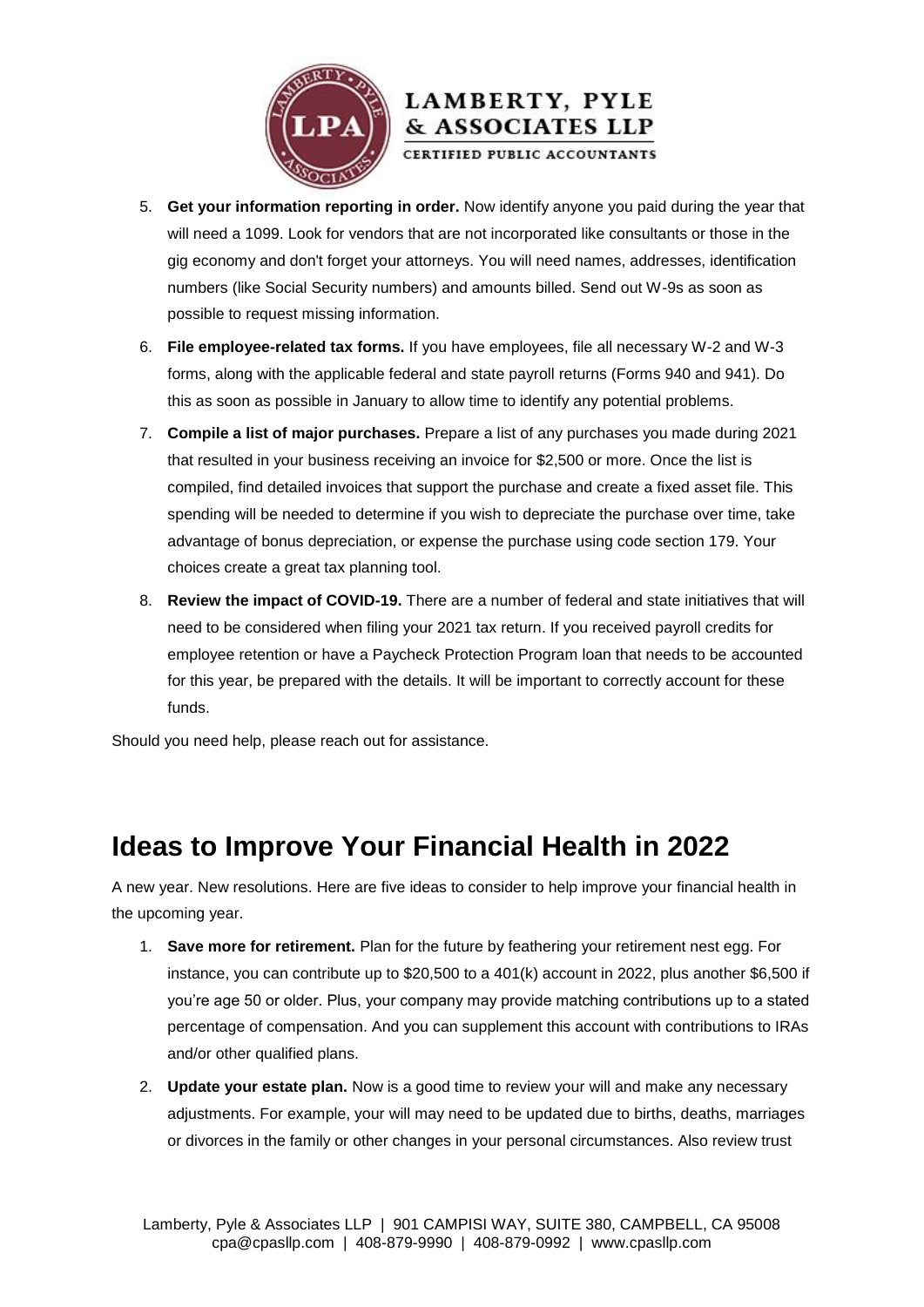5. **Get your information reporting in order.** Now identify anyone you paid during the year that will need a 1099. Look for vendors that are not incorporated like consultants or those in the gig economy and don't forget your attorneys. You will need names, addresses, identification numbers (like Social Security numbers) and amounts billed. Send out W-9s as soon as possible to request missing information.
6. **File employee-related tax forms.** If you have employees, file all necessary W-2 and W-3 forms, along with the applicable federal and state payroll returns (Forms 940 and 941). Do this as soon as possible in January to allow time to identify any potential problems.
7. **Compile a list of major purchases.** Prepare a list of any purchases you made during 2021 that resulted in your business receiving an invoice for $2,500 or more. Once the list is compiled, find detailed invoices that support the purchase and create a fixed asset file. This spending will be needed to determine if you wish to depreciate the purchase over time, take advantage of bonus depreciation, or expense the purchase using code section 179. Your choices create a great tax planning tool.
8. **Review the impact of COVID-19.** There are a number of federal and state initiatives that will need to be considered when filing your 2021 tax return. If you received payroll credits for employee retention or have a Paycheck Protection Program loan that needs to be accounted for this year, be prepared with the details. It will be important to correctly account for these funds.

Should you need help, please reach out for assistance.

# Ideas to Improve Your Financial Health in 2022

A new year. New resolutions. Here are five ideas to consider to help improve your financial health in the upcoming year.

1. **Save more for retirement.** Plan for the future by feathering your retirement nest egg. For instance, you can contribute up to $20,500 to a 401(k) account in 2022, plus another $6,500 if you're age 50 or older. Plus, your company may provide matching contributions up to a stated percentage of compensation. And you can supplement this account with contributions to IRAs and/or other qualified plans.
2. **Update your estate plan.** Now is a good time to review your will and make any necessary adjustments. For example, your will may need to be updated due to births, deaths, marriages or divorces in the family or other changes in your personal circumstances. Also review trust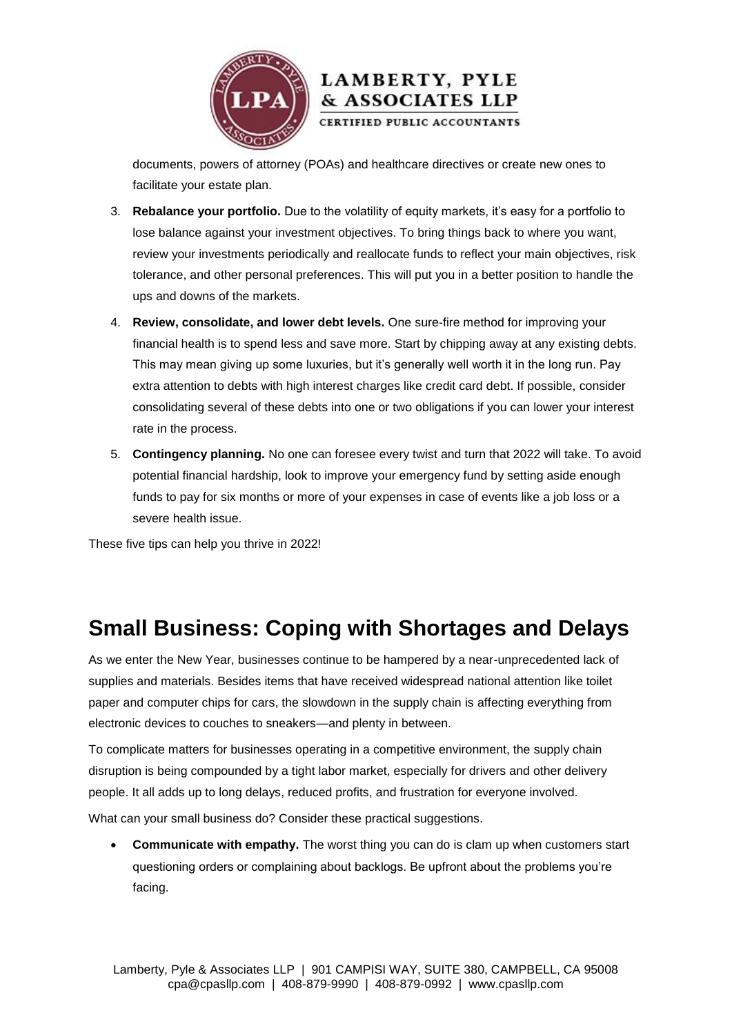documents, powers of attorney (POAs) and healthcare directives or create new ones to facilitate your estate plan.

3. **Rebalance your portfolio.** Due to the volatility of equity markets, it's easy for a portfolio to lose balance against your investment objectives. To bring things back to where you want, review your investments periodically and reallocate funds to reflect your main objectives, risk tolerance, and other personal preferences. This will put you in a better position to handle the ups and downs of the markets.
4. **Review, consolidate, and lower debt levels.** One sure-fire method for improving your financial health is to spend less and save more. Start by chipping away at any existing debts. This may mean giving up some luxuries, but it's generally well worth it in the long run. Pay extra attention to debts with high interest charges like credit card debt. If possible, consider consolidating several of these debts into one or two obligations if you can lower your interest rate in the process.
5. **Contingency planning.** No one can foresee every twist and turn that 2022 will take. To avoid potential financial hardship, look to improve your emergency fund by setting aside enough funds to pay for six months or more of your expenses in case of events like a job loss or a severe health issue.

These five tips can help you thrive in 2022!

## Small Business: Coping with Shortages and Delays

As we enter the New Year, businesses continue to be hampered by a near-unprecedented lack of supplies and materials. Besides items that have received widespread national attention like toilet paper and computer chips for cars, the slowdown in the supply chain is affecting everything from electronic devices to couches to sneakers—and plenty in between.

To complicate matters for businesses operating in a competitive environment, the supply chain disruption is being compounded by a tight labor market, especially for drivers and other delivery people. It all adds up to long delays, reduced profits, and frustration for everyone involved.

What can your small business do? Consider these practical suggestions.

- **Communicate with empathy.** The worst thing you can do is clam up when customers start questioning orders or complaining about backlogs. Be upfront about the problems you're facing.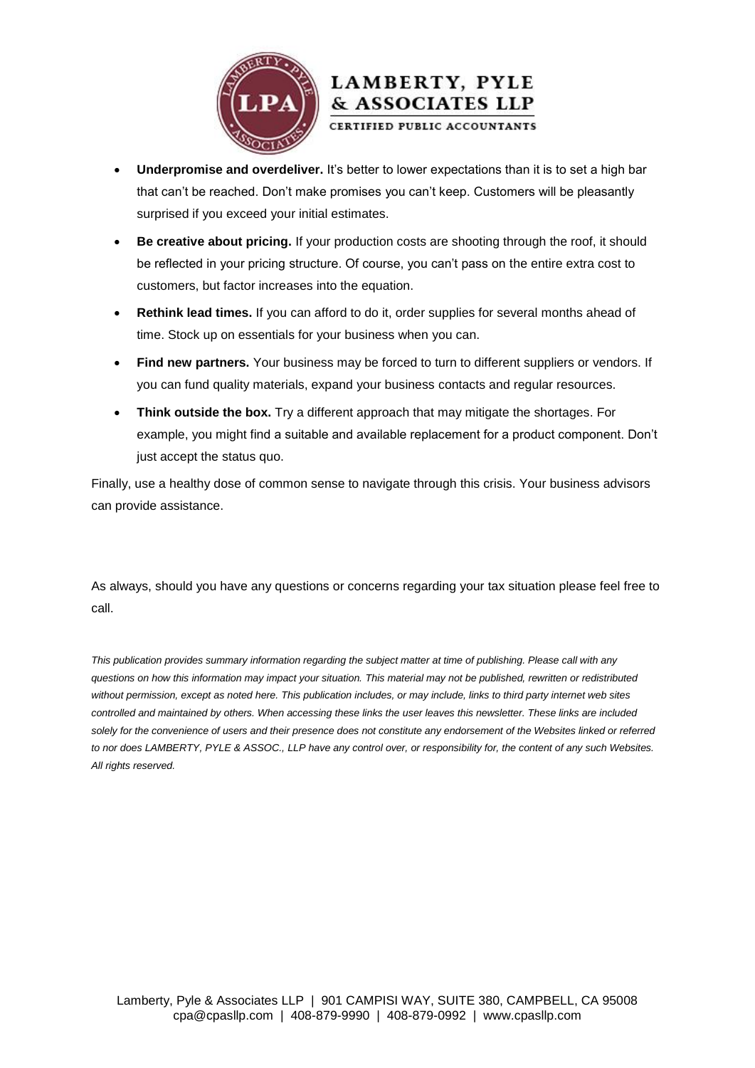- **Underpromise and overdeliver.** It's better to lower expectations than it is to set a high bar that can't be reached. Don't make promises you can't keep. Customers will be pleasantly surprised if you exceed your initial estimates.
- **Be creative about pricing.** If your production costs are shooting through the roof, it should be reflected in your pricing structure. Of course, you can't pass on the entire extra cost to customers, but factor increases into the equation.
- **Rethink lead times.** If you can afford to do it, order supplies for several months ahead of time. Stock up on essentials for your business when you can.
- **Find new partners.** Your business may be forced to turn to different suppliers or vendors. If you can fund quality materials, expand your business contacts and regular resources.
- **Think outside the box.** Try a different approach that may mitigate the shortages. For example, you might find a suitable and available replacement for a product component. Don't just accept the status quo.

Finally, use a healthy dose of common sense to navigate through this crisis. Your business advisors can provide assistance.

As always, should you have any questions or concerns regarding your tax situation please feel free to call.

*This publication provides summary information regarding the subject matter at time of publishing. Please call with any questions on how this information may impact your situation. This material may not be published, rewritten or redistributed without permission, except as noted here. This publication includes, or may include, links to third party internet web sites controlled and maintained by others. When accessing these links the user leaves this newsletter. These links are included solely for the convenience of users and their presence does not constitute any endorsement of the Websites linked or referred to nor does LAMBERTY, PYLE & ASSOC., LLP have any control over, or responsibility for, the content of any such Websites. All rights reserved.*